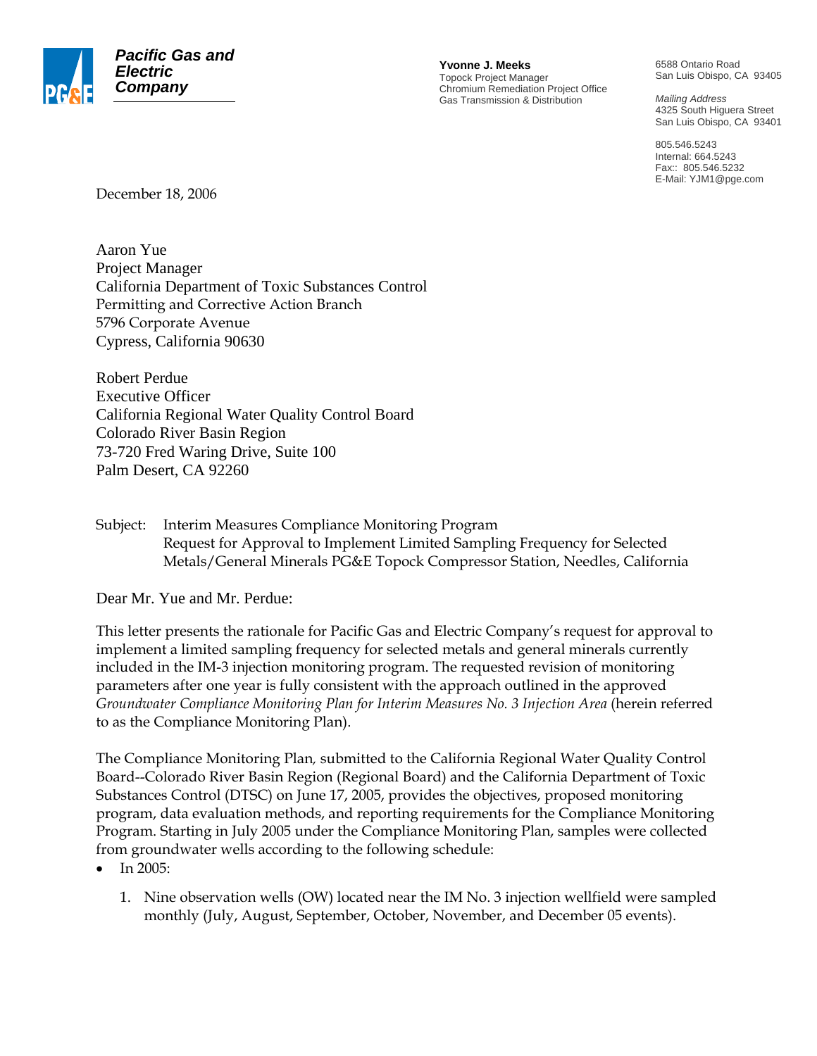**Pacific Gas and Electric Company**

**Yvonne J. Meeks**
Topock Project Manager
Chromium Remediation Project Office
Gas Transmission & Distribution

6588 Ontario Road
San Luis Obispo, CA 93405

*Mailing Address*
4325 South Higuera Street
San Luis Obispo, CA 93401

805.546.5243
Internal: 664.5243
Fax:: 805.546.5232
E-Mail: YJM1@pge.com

December 18, 2006

Aaron Yue
Project Manager
California Department of Toxic Substances Control
Permitting and Corrective Action Branch
5796 Corporate Avenue
Cypress, California 90630

Robert Perdue
Executive Officer
California Regional Water Quality Control Board
Colorado River Basin Region
73-720 Fred Waring Drive, Suite 100
Palm Desert, CA 92260

Subject: Interim Measures Compliance Monitoring Program
Request for Approval to Implement Limited Sampling Frequency for Selected Metals/General Minerals PG&E Topock Compressor Station, Needles, California

Dear Mr. Yue and Mr. Perdue:

This letter presents the rationale for Pacific Gas and Electric Company's request for approval to implement a limited sampling frequency for selected metals and general minerals currently included in the IM-3 injection monitoring program. The requested revision of monitoring parameters after one year is fully consistent with the approach outlined in the approved *Groundwater Compliance Monitoring Plan for Interim Measures No. 3 Injection Area* (herein referred to as the Compliance Monitoring Plan).

The Compliance Monitoring Plan, submitted to the California Regional Water Quality Control Board--Colorado River Basin Region (Regional Board) and the California Department of Toxic Substances Control (DTSC) on June 17, 2005, provides the objectives, proposed monitoring program, data evaluation methods, and reporting requirements for the Compliance Monitoring Program. Starting in July 2005 under the Compliance Monitoring Plan, samples were collected from groundwater wells according to the following schedule:

- In 2005:
  1. Nine observation wells (OW) located near the IM No. 3 injection wellfield were sampled monthly (July, August, September, October, November, and December 05 events).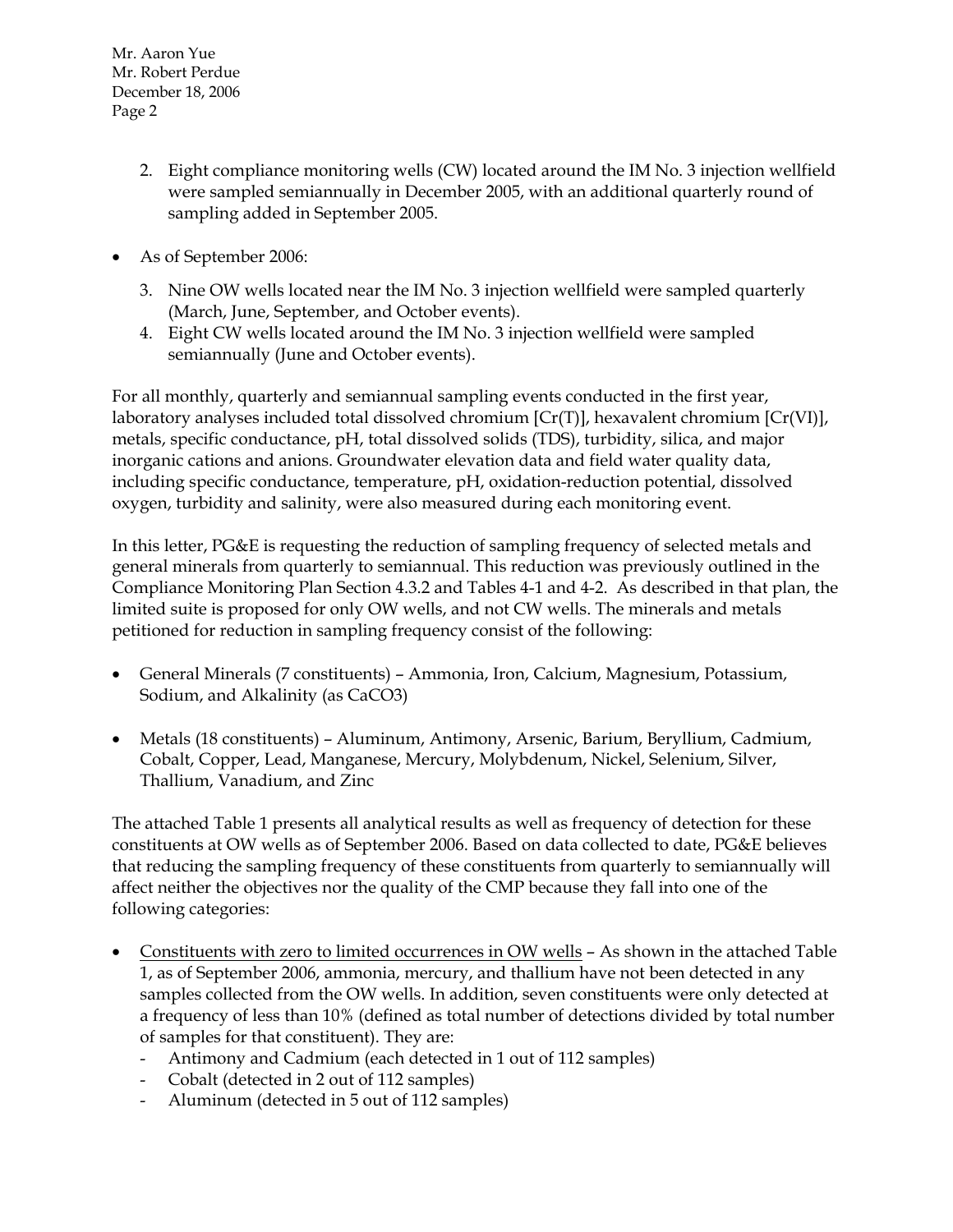2. Eight compliance monitoring wells (CW) located around the IM No. 3 injection wellfield were sampled semiannually in December 2005, with an additional quarterly round of sampling added in September 2005.

- As of September 2006:

3. Nine OW wells located near the IM No. 3 injection wellfield were sampled quarterly (March, June, September, and October events).
4. Eight CW wells located around the IM No. 3 injection wellfield were sampled semiannually (June and October events).

For all monthly, quarterly and semiannual sampling events conducted in the first year, laboratory analyses included total dissolved chromium [Cr(T)], hexavalent chromium [Cr(VI)], metals, specific conductance, pH, total dissolved solids (TDS), turbidity, silica, and major inorganic cations and anions. Groundwater elevation data and field water quality data, including specific conductance, temperature, pH, oxidation-reduction potential, dissolved oxygen, turbidity and salinity, were also measured during each monitoring event.

In this letter, PG&E is requesting the reduction of sampling frequency of selected metals and general minerals from quarterly to semiannual. This reduction was previously outlined in the Compliance Monitoring Plan Section 4.3.2 and Tables 4-1 and 4-2. As described in that plan, the limited suite is proposed for only OW wells, and not CW wells. The minerals and metals petitioned for reduction in sampling frequency consist of the following:

- General Minerals (7 constituents) – Ammonia, Iron, Calcium, Magnesium, Potassium, Sodium, and Alkalinity (as $CaCO_3$)
- Metals (18 constituents) – Aluminum, Antimony, Arsenic, Barium, Beryllium, Cadmium, Cobalt, Copper, Lead, Manganese, Mercury, Molybdenum, Nickel, Selenium, Silver, Thallium, Vanadium, and Zinc

The attached Table 1 presents all analytical results as well as frequency of detection for these constituents at OW wells as of September 2006. Based on data collected to date, PG&E believes that reducing the sampling frequency of these constituents from quarterly to semiannually will affect neither the objectives nor the quality of the CMP because they fall into one of the following categories:

- <u>Constituents with zero to limited occurrences in OW wells</u> – As shown in the attached Table 1, as of September 2006, ammonia, mercury, and thallium have not been detected in any samples collected from the OW wells. In addition, seven constituents were only detected at a frequency of less than 10% (defined as total number of detections divided by total number of samples for that constituent). They are:
  - Antimony and Cadmium (each detected in 1 out of 112 samples)
  - Cobalt (detected in 2 out of 112 samples)
  - Aluminum (detected in 5 out of 112 samples)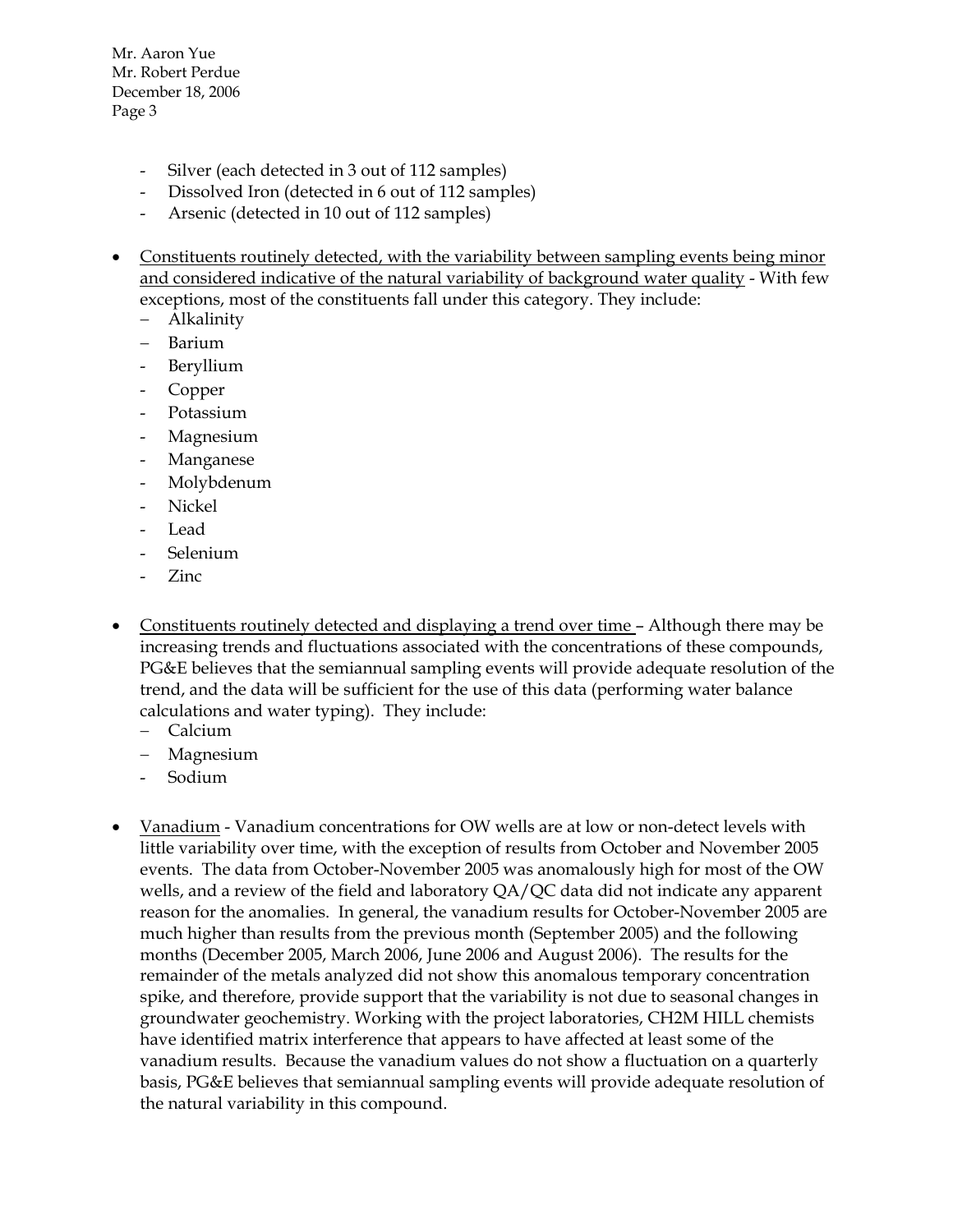- Silver (each detected in 3 out of 112 samples)
- Dissolved Iron (detected in 6 out of 112 samples)
- Arsenic (detected in 10 out of 112 samples)

- Constituents routinely detected, with the variability between sampling events being minor and considered indicative of the natural variability of background water quality - With few exceptions, most of the constituents fall under this category. They include:
  - Alkalinity
  - Barium
  - Beryllium
  - Copper
  - Potassium
  - Magnesium
  - Manganese
  - Molybdenum
  - Nickel
  - Lead
  - Selenium
  - Zinc

- Constituents routinely detected and displaying a trend over time – Although there may be increasing trends and fluctuations associated with the concentrations of these compounds, PG&E believes that the semiannual sampling events will provide adequate resolution of the trend, and the data will be sufficient for the use of this data (performing water balance calculations and water typing). They include:
  - Calcium
  - Magnesium
  - Sodium

- Vanadium - Vanadium concentrations for OW wells are at low or non-detect levels with little variability over time, with the exception of results from October and November 2005 events. The data from October-November 2005 was anomalously high for most of the OW wells, and a review of the field and laboratory QA/QC data did not indicate any apparent reason for the anomalies. In general, the vanadium results for October-November 2005 are much higher than results from the previous month (September 2005) and the following months (December 2005, March 2006, June 2006 and August 2006). The results for the remainder of the metals analyzed did not show this anomalous temporary concentration spike, and therefore, provide support that the variability is not due to seasonal changes in groundwater geochemistry. Working with the project laboratories, CH2M HILL chemists have identified matrix interference that appears to have affected at least some of the vanadium results. Because the vanadium values do not show a fluctuation on a quarterly basis, PG&E believes that semiannual sampling events will provide adequate resolution of the natural variability in this compound.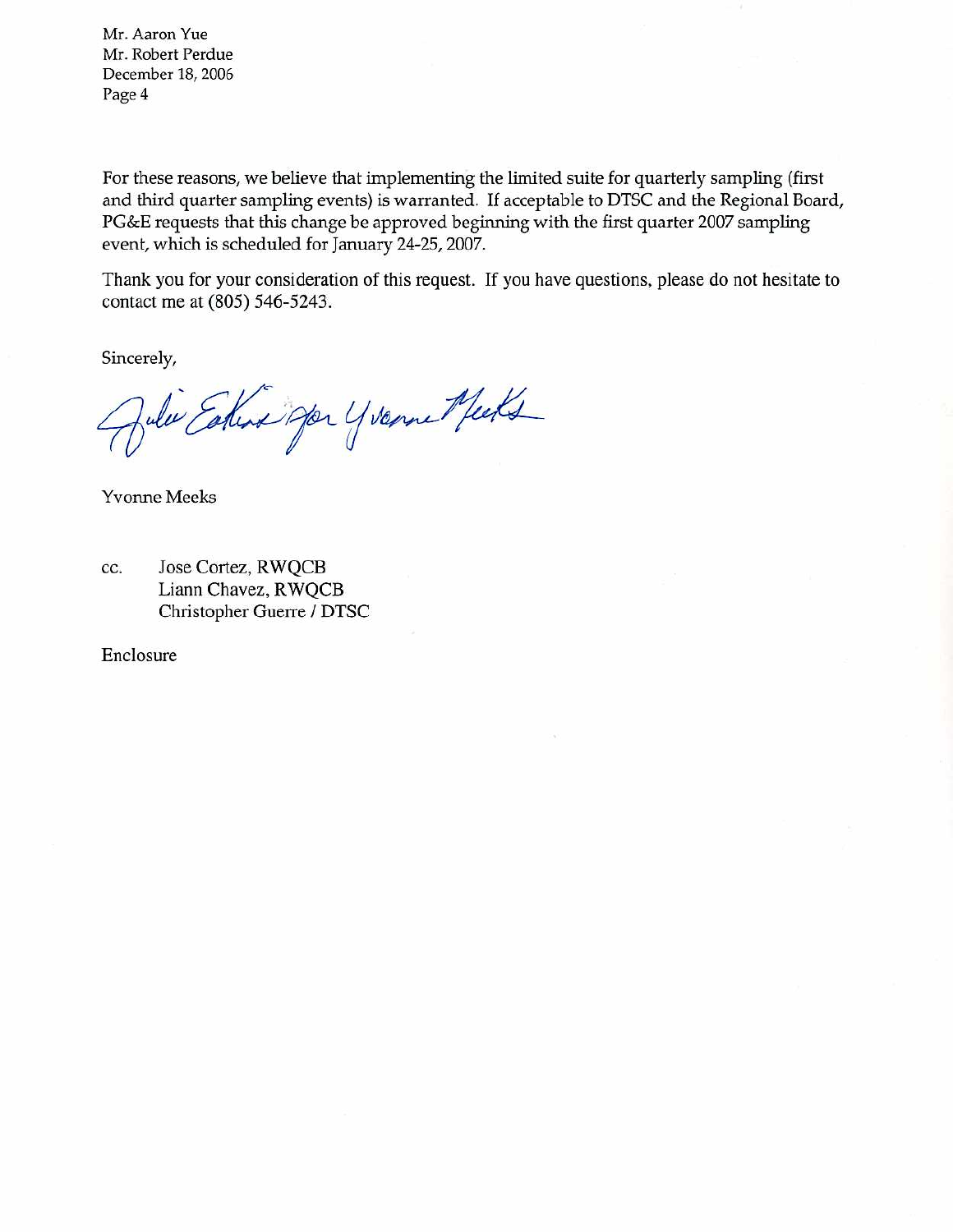For these reasons, we believe that implementing the limited suite for quarterly sampling (first and third quarter sampling events) is warranted. If acceptable to DTSC and the Regional Board, PG&E requests that this change be approved beginning with the first quarter 2007 sampling event, which is scheduled for January 24-25, 2007.

Thank you for your consideration of this request. If you have questions, please do not hesitate to contact me at (805) 546-5243.

Sincerely,

Julie Eakins for Yvonne Meeks

Yvonne Meeks

cc. Jose Cortez, RWQCB
Liann Chavez, RWQCB
Christopher Guerre / DTSC

Enclosure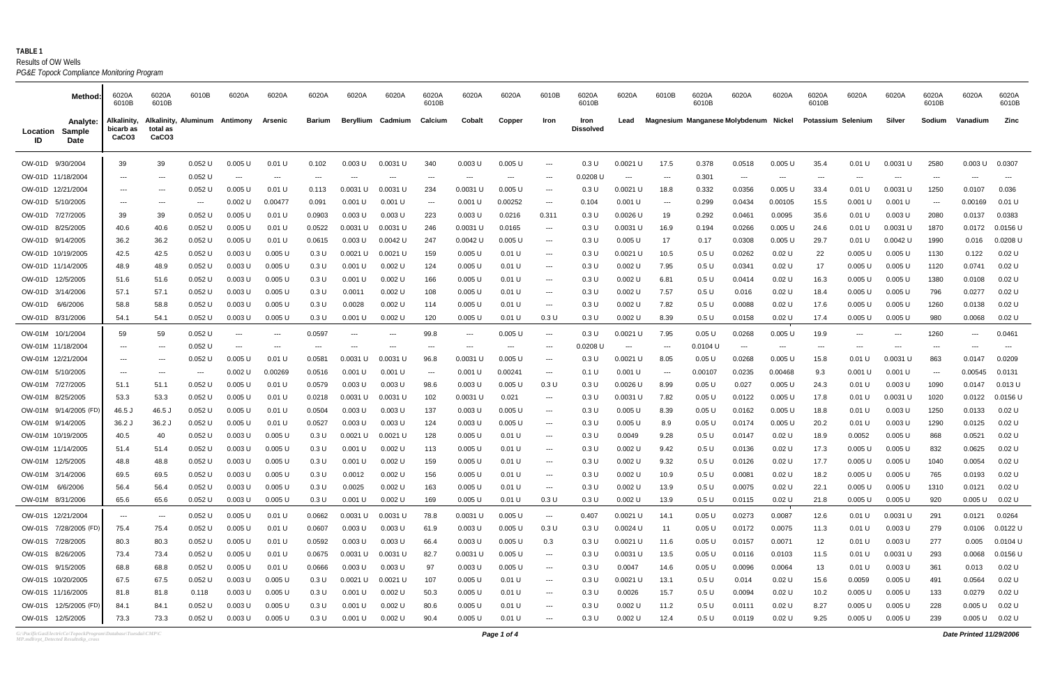**TABLE 1**
Results of OW Wells
*PG&E Topock Compliance Monitoring Program*

| Method: | | 6020A 6010B | 6020A 6010B | 6010B | 6020A | 6020A | 6020A | 6020A | 6020A | 6020A 6010B | 6020A | 6020A | 6010B | 6020A 6010B | 6020A | 6010B | 6020A 6010B | 6020A | 6020A | 6020A 6010B | 6020A | 6020A | 6020A 6010B | 6020A | 6020A 6010B |
|---|---|---|---|---|---|---|---|---|---|---|---|---|---|---|---|---|---|---|---|---|---|---|---|---|---|
| **Location ID** | **Sample Date** | **Alkalinity, bicarb as CaCO3** | **Alkalinity, total as CaCO3** | **Aluminum** | **Antimony** | **Arsenic** | **Barium** | **Beryllium** | **Cadmium** | **Calcium** | **Cobalt** | **Copper** | **Iron** | **Iron Dissolved** | **Lead** | **Magnesium** | **Manganese** | **Molybdenum** | **Nickel** | **Potassium** | **Selenium** | **Silver** | **Sodium** | **Vanadium** | **Zinc** |
| OW-01D | 9/30/2004 | 39 | 39 | 0.052 U | 0.005 U | 0.01 U | 0.102 | 0.003 U | 0.0031 U | 340 | 0.003 U | 0.005 U | --- | 0.3 U | 0.0021 U | 17.5 | 0.378 | 0.0518 | 0.005 U | 35.4 | 0.01 U | 0.0031 U | 2580 | 0.003 U | 0.0307 |
| OW-01D | 11/18/2004 | --- | --- | 0.052 U | --- | --- | --- | --- | --- | --- | --- | --- | --- | 0.0208 U | --- | --- | 0.301 | --- | --- | --- | --- | --- | --- | --- | --- |
| OW-01D | 12/21/2004 | --- | --- | 0.052 U | 0.005 U | 0.01 U | 0.113 | 0.0031 U | 0.0031 U | 234 | 0.0031 U | 0.005 U | --- | 0.3 U | 0.0021 U | 18.8 | 0.332 | 0.0356 | 0.005 U | 33.4 | 0.01 U | 0.0031 U | 1250 | 0.0107 | 0.036 |
| OW-01D | 5/10/2005 | --- | --- | --- | 0.002 U | 0.00477 | 0.091 | 0.001 U | 0.001 U | --- | 0.001 U | 0.00252 | --- | 0.104 | 0.001 U | --- | 0.299 | 0.0434 | 0.00105 | 15.5 | 0.001 U | 0.001 U | --- | 0.00169 | 0.01 U |
| OW-01D | 7/27/2005 | 39 | 39 | 0.052 U | 0.005 U | 0.01 U | 0.0903 | 0.003 U | 0.003 U | 223 | 0.003 U | 0.0216 | 0.311 | 0.3 U | 0.0026 U | 19 | 0.292 | 0.0461 | 0.0095 | 35.6 | 0.01 U | 0.003 U | 2080 | 0.0137 | 0.0383 |
| OW-01D | 8/25/2005 | 40.6 | 40.6 | 0.052 U | 0.005 U | 0.01 U | 0.0522 | 0.0031 U | 0.0031 U | 246 | 0.0031 U | 0.0165 | --- | 0.3 U | 0.0031 U | 16.9 | 0.194 | 0.0266 | 0.005 U | 24.6 | 0.01 U | 0.0031 U | 1870 | 0.0172 | 0.0156 U |
| OW-01D | 9/14/2005 | 36.2 | 36.2 | 0.052 U | 0.005 U | 0.01 U | 0.0615 | 0.003 U | 0.0042 U | 247 | 0.0042 U | 0.005 U | --- | 0.3 U | 0.005 U | 17 | 0.17 | 0.0308 | 0.005 U | 29.7 | 0.01 U | 0.0042 U | 1990 | 0.016 | 0.0208 U |
| OW-01D | 10/19/2005 | 42.5 | 42.5 | 0.052 U | 0.003 U | 0.005 U | 0.3 U | 0.0021 U | 0.0021 U | 159 | 0.005 U | 0.01 U | --- | 0.3 U | 0.0021 U | 10.5 | 0.5 U | 0.0262 | 0.02 U | 22 | 0.005 U | 0.005 U | 1130 | 0.122 | 0.02 U |
| OW-01D | 11/14/2005 | 48.9 | 48.9 | 0.052 U | 0.003 U | 0.005 U | 0.3 U | 0.001 U | 0.002 U | 124 | 0.005 U | 0.01 U | --- | 0.3 U | 0.002 U | 7.95 | 0.5 U | 0.0341 | 0.02 U | 17 | 0.005 U | 0.005 U | 1120 | 0.0741 | 0.02 U |
| OW-01D | 12/5/2005 | 51.6 | 51.6 | 0.052 U | 0.003 U | 0.005 U | 0.3 U | 0.001 U | 0.002 U | 166 | 0.005 U | 0.01 U | --- | 0.3 U | 0.002 U | 6.81 | 0.5 U | 0.0414 | 0.02 U | 16.3 | 0.005 U | 0.005 U | 1380 | 0.0108 | 0.02 U |
| OW-01D | 3/14/2006 | 57.1 | 57.1 | 0.052 U | 0.003 U | 0.005 U | 0.3 U | 0.0011 | 0.002 U | 108 | 0.005 U | 0.01 U | --- | 0.3 U | 0.002 U | 7.57 | 0.5 U | 0.016 | 0.02 U | 18.4 | 0.005 U | 0.005 U | 796 | 0.0277 | 0.02 U |
| OW-01D | 6/6/2006 | 58.8 | 58.8 | 0.052 U | 0.003 U | 0.005 U | 0.3 U | 0.0028 | 0.002 U | 114 | 0.005 U | 0.01 U | --- | 0.3 U | 0.002 U | 7.82 | 0.5 U | 0.0088 | 0.02 U | 17.6 | 0.005 U | 0.005 U | 1260 | 0.0138 | 0.02 U |
| OW-01D | 8/31/2006 | 54.1 | 54.1 | 0.052 U | 0.003 U | 0.005 U | 0.3 U | 0.001 U | 0.002 U | 120 | 0.005 U | 0.01 U | 0.3 U | 0.3 U | 0.002 U | 8.39 | 0.5 U | 0.0158 | 0.02 U | 17.4 | 0.005 U | 0.005 U | 980 | 0.0068 | 0.02 U |
| OW-01M | 10/1/2004 | 59 | 59 | 0.052 U | --- | --- | 0.0597 | --- | --- | 99.8 | --- | 0.005 U | --- | 0.3 U | 0.0021 U | 7.95 | 0.05 U | 0.0268 | 0.005 U | 19.9 | --- | --- | 1260 | --- | 0.0461 |
| OW-01M | 11/18/2004 | --- | --- | 0.052 U | --- | --- | --- | --- | --- | --- | --- | --- | --- | 0.0208 U | --- | --- | 0.0104 U | --- | --- | --- | --- | --- | --- | --- | --- |
| OW-01M | 12/21/2004 | --- | --- | 0.052 U | 0.005 U | 0.01 U | 0.0581 | 0.0031 U | 0.0031 U | 96.8 | 0.0031 U | 0.005 U | --- | 0.3 U | 0.0021 U | 8.05 | 0.05 U | 0.0268 | 0.005 U | 15.8 | 0.01 U | 0.0031 U | 863 | 0.0147 | 0.0209 |
| OW-01M | 5/10/2005 | --- | --- | --- | 0.002 U | 0.00269 | 0.0516 | 0.001 U | 0.001 U | --- | 0.001 U | 0.00241 | --- | 0.1 U | 0.001 U | --- | 0.00107 | 0.0235 | 0.00468 | 9.3 | 0.001 U | 0.001 U | --- | 0.00545 | 0.0131 |
| OW-01M | 7/27/2005 | 51.1 | 51.1 | 0.052 U | 0.005 U | 0.01 U | 0.0579 | 0.003 U | 0.003 U | 98.6 | 0.003 U | 0.005 U | 0.3 U | 0.3 U | 0.0026 U | 8.99 | 0.05 U | 0.027 | 0.005 U | 24.3 | 0.01 U | 0.003 U | 1090 | 0.0147 | 0.013 U |
| OW-01M | 8/25/2005 | 53.3 | 53.3 | 0.052 U | 0.005 U | 0.01 U | 0.0218 | 0.0031 U | 0.0031 U | 102 | 0.0031 U | 0.021 | --- | 0.3 U | 0.0031 U | 7.82 | 0.05 U | 0.0122 | 0.005 U | 17.8 | 0.01 U | 0.0031 U | 1020 | 0.0122 | 0.0156 U |
| OW-01M | 9/14/2005 (FD) | 46.5 J | 46.5 J | 0.052 U | 0.005 U | 0.01 U | 0.0504 | 0.003 U | 0.003 U | 137 | 0.003 U | 0.005 U | --- | 0.3 U | 0.005 U | 8.39 | 0.05 U | 0.0162 | 0.005 U | 18.8 | 0.01 U | 0.003 U | 1250 | 0.0133 | 0.02 U |
| OW-01M | 9/14/2005 | 36.2 J | 36.2 J | 0.052 U | 0.005 U | 0.01 U | 0.0527 | 0.003 U | 0.003 U | 124 | 0.003 U | 0.005 U | --- | 0.3 U | 0.005 U | 8.9 | 0.05 U | 0.0174 | 0.005 U | 20.2 | 0.01 U | 0.003 U | 1290 | 0.0125 | 0.02 U |
| OW-01M | 10/19/2005 | 40.5 | 40 | 0.052 U | 0.003 U | 0.005 U | 0.3 U | 0.0021 U | 0.0021 U | 128 | 0.005 U | 0.01 U | --- | 0.3 U | 0.0049 | 9.28 | 0.5 U | 0.0147 | 0.02 U | 18.9 | 0.0052 | 0.005 U | 868 | 0.0521 | 0.02 U |
| OW-01M | 11/14/2005 | 51.4 | 51.4 | 0.052 U | 0.003 U | 0.005 U | 0.3 U | 0.001 U | 0.002 U | 113 | 0.005 U | 0.01 U | --- | 0.3 U | 0.002 U | 9.42 | 0.5 U | 0.0136 | 0.02 U | 17.3 | 0.005 U | 0.005 U | 832 | 0.0625 | 0.02 U |
| OW-01M | 12/5/2005 | 48.8 | 48.8 | 0.052 U | 0.003 U | 0.005 U | 0.3 U | 0.001 U | 0.002 U | 159 | 0.005 U | 0.01 U | --- | 0.3 U | 0.002 U | 9.32 | 0.5 U | 0.0126 | 0.02 U | 17.7 | 0.005 U | 0.005 U | 1040 | 0.0054 | 0.02 U |
| OW-01M | 3/14/2006 | 69.5 | 69.5 | 0.052 U | 0.003 U | 0.005 U | 0.3 U | 0.0012 | 0.002 U | 156 | 0.005 U | 0.01 U | --- | 0.3 U | 0.002 U | 10.9 | 0.5 U | 0.0081 | 0.02 U | 18.2 | 0.005 U | 0.005 U | 765 | 0.0193 | 0.02 U |
| OW-01M | 6/6/2006 | 56.4 | 56.4 | 0.052 U | 0.003 U | 0.005 U | 0.3 U | 0.0025 | 0.002 U | 163 | 0.005 U | 0.01 U | --- | 0.3 U | 0.002 U | 13.9 | 0.5 U | 0.0075 | 0.02 U | 22.1 | 0.005 U | 0.005 U | 1310 | 0.0121 | 0.02 U |
| OW-01M | 8/31/2006 | 65.6 | 65.6 | 0.052 U | 0.003 U | 0.005 U | 0.3 U | 0.001 U | 0.002 U | 169 | 0.005 U | 0.01 U | 0.3 U | 0.3 U | 0.002 U | 13.9 | 0.5 U | 0.0115 | 0.02 U | 21.8 | 0.005 U | 0.005 U | 920 | 0.005 U | 0.02 U |
| OW-01S | 12/21/2004 | --- | --- | 0.052 U | 0.005 U | 0.01 U | 0.0662 | 0.0031 U | 0.0031 U | 78.8 | 0.0031 U | 0.005 U | --- | 0.407 | 0.0021 U | 14.1 | 0.05 U | 0.0273 | 0.0087 | 12.6 | 0.01 U | 0.0031 U | 291 | 0.0121 | 0.0264 |
| OW-01S | 7/28/2005 (FD) | 75.4 | 75.4 | 0.052 U | 0.005 U | 0.01 U | 0.0607 | 0.003 U | 0.003 U | 61.9 | 0.003 U | 0.005 U | 0.3 U | 0.3 U | 0.0024 U | 11 | 0.05 U | 0.0172 | 0.0075 | 11.3 | 0.01 U | 0.003 U | 279 | 0.0106 | 0.0122 U |
| OW-01S | 7/28/2005 | 80.3 | 80.3 | 0.052 U | 0.005 U | 0.01 U | 0.0592 | 0.003 U | 0.003 U | 66.4 | 0.003 U | 0.005 U | 0.3 | 0.3 U | 0.0021 U | 11.6 | 0.05 U | 0.0157 | 0.0071 | 12 | 0.01 U | 0.003 U | 277 | 0.005 | 0.0104 U |
| OW-01S | 8/26/2005 | 73.4 | 73.4 | 0.052 U | 0.005 U | 0.01 U | 0.0675 | 0.0031 U | 0.0031 U | 82.7 | 0.0031 U | 0.005 U | --- | 0.3 U | 0.0031 U | 13.5 | 0.05 U | 0.0116 | 0.0103 | 11.5 | 0.01 U | 0.0031 U | 293 | 0.0068 | 0.0156 U |
| OW-01S | 9/15/2005 | 68.8 | 68.8 | 0.052 U | 0.005 U | 0.01 U | 0.0666 | 0.003 U | 0.003 U | 97 | 0.003 U | 0.005 U | --- | 0.3 U | 0.0047 | 14.6 | 0.05 U | 0.0096 | 0.0064 | 13 | 0.01 U | 0.003 U | 361 | 0.013 | 0.02 U |
| OW-01S | 10/20/2005 | 67.5 | 67.5 | 0.052 U | 0.003 U | 0.005 U | 0.3 U | 0.0021 U | 0.0021 U | 107 | 0.005 U | 0.01 U | --- | 0.3 U | 0.0021 U | 13.1 | 0.5 U | 0.014 | 0.02 U | 15.6 | 0.0059 | 0.005 U | 491 | 0.0564 | 0.02 U |
| OW-01S | 11/16/2005 | 81.8 | 81.8 | 0.118 | 0.003 U | 0.005 U | 0.3 U | 0.001 U | 0.002 U | 50.3 | 0.005 U | 0.01 U | --- | 0.3 U | 0.0026 | 15.7 | 0.5 U | 0.0094 | 0.02 U | 10.2 | 0.005 U | 0.005 U | 133 | 0.0279 | 0.02 U |
| OW-01S | 12/5/2005 (FD) | 84.1 | 84.1 | 0.052 U | 0.003 U | 0.005 U | 0.3 U | 0.001 U | 0.002 U | 80.6 | 0.005 U | 0.01 U | --- | 0.3 U | 0.002 U | 11.2 | 0.5 U | 0.0111 | 0.02 U | 8.27 | 0.005 U | 0.005 U | 228 | 0.005 U | 0.02 U |
| OW-01S | 12/5/2005 | 73.3 | 73.3 | 0.052 U | 0.003 U | 0.005 U | 0.3 U | 0.001 U | 0.002 U | 90.4 | 0.005 U | 0.01 U | --- | 0.3 U | 0.002 U | 12.4 | 0.5 U | 0.0119 | 0.02 U | 9.25 | 0.005 U | 0.005 U | 239 | 0.005 U | 0.02 U |

*Date Printed 11/29/2006*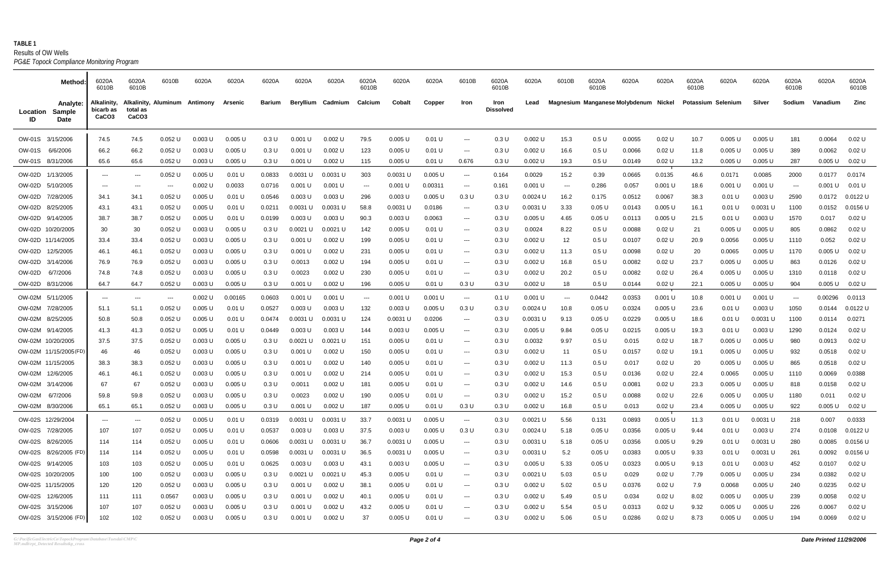**TABLE 1**
Results of OW Wells
*PG&E Topock Compliance Monitoring Program*

| Method: | | 6020A 6010B | 6020A 6010B | 6010B | 6020A | 6020A | 6020A | 6020A | 6020A | 6020A 6010B | 6020A | 6020A | 6010B | 6020A 6010B | 6020A | 6010B | 6020A 6010B | 6020A | 6020A | 6020A 6010B | 6020A | 6020A | 6020A 6010B | 6020A | 6020A 6010B |
|---|---|---|---|---|---|---|---|---|---|---|---|---|---|---|---|---|---|---|---|---|---|---|---|---|---|
| **Location ID** | **Sample Date** | **Alkalinity, bicarb as CaCO3** | **Alkalinity, total as CaCO3** | **Aluminum** | **Antimony** | **Arsenic** | **Barium** | **Beryllium** | **Cadmium** | **Calcium** | **Cobalt** | **Copper** | **Iron** | **Iron Dissolved** | **Lead** | **Magnesium** | **Manganese** | **Molybdenum** | **Nickel** | **Potassium** | **Selenium** | **Silver** | **Sodium** | **Vanadium** | **Zinc** |
| OW-01S | 3/15/2006 | 74.5 | 74.5 | 0.052 U | 0.003 U | 0.005 U | 0.3 U | 0.001 U | 0.002 U | 79.5 | 0.005 U | 0.01 U | --- | 0.3 U | 0.002 U | 15.3 | 0.5 U | 0.0055 | 0.02 U | 10.7 | 0.005 U | 0.005 U | 181 | 0.0064 | 0.02 U |
| OW-01S | 6/6/2006 | 66.2 | 66.2 | 0.052 U | 0.003 U | 0.005 U | 0.3 U | 0.001 U | 0.002 U | 123 | 0.005 U | 0.01 U | --- | 0.3 U | 0.002 U | 16.6 | 0.5 U | 0.0066 | 0.02 U | 11.8 | 0.005 U | 0.005 U | 389 | 0.0062 | 0.02 U |
| OW-01S | 8/31/2006 | 65.6 | 65.6 | 0.052 U | 0.003 U | 0.005 U | 0.3 U | 0.001 U | 0.002 U | 115 | 0.005 U | 0.01 U | 0.676 | 0.3 U | 0.002 U | 19.3 | 0.5 U | 0.0149 | 0.02 U | 13.2 | 0.005 U | 0.005 U | 287 | 0.005 U | 0.02 U |
| OW-02D | 1/13/2005 | --- | --- | 0.052 U | 0.005 U | 0.01 U | 0.0833 | 0.0031 U | 0.0031 U | 303 | 0.0031 U | 0.005 U | --- | 0.164 | 0.0029 | 15.2 | 0.39 | 0.0665 | 0.0135 | 46.6 | 0.0171 | 0.0085 | 2000 | 0.0177 | 0.0174 |
| OW-02D | 5/10/2005 | --- | --- | --- | 0.002 U | 0.0033 | 0.0716 | 0.001 U | 0.001 U | --- | 0.001 U | 0.00311 | --- | 0.161 | 0.001 U | --- | 0.286 | 0.057 | 0.001 U | 18.6 | 0.001 U | 0.001 U | --- | 0.001 U | 0.01 U |
| OW-02D | 7/28/2005 | 34.1 | 34.1 | 0.052 U | 0.005 U | 0.01 U | 0.0546 | 0.003 U | 0.003 U | 296 | 0.003 U | 0.005 U | 0.3 U | 0.3 U | 0.0024 U | 16.2 | 0.175 | 0.0512 | 0.0067 | 38.3 | 0.01 U | 0.003 U | 2590 | 0.0172 | 0.0122 U |
| OW-02D | 8/25/2005 | 43.1 | 43.1 | 0.052 U | 0.005 U | 0.01 U | 0.0211 | 0.0031 U | 0.0031 U | 58.8 | 0.0031 U | 0.0186 | --- | 0.3 U | 0.0031 U | 3.33 | 0.05 U | 0.0143 | 0.005 U | 16.1 | 0.01 U | 0.0031 U | 1100 | 0.0152 | 0.0156 U |
| OW-02D | 9/14/2005 | 38.7 | 38.7 | 0.052 U | 0.005 U | 0.01 U | 0.0199 | 0.003 U | 0.003 U | 90.3 | 0.003 U | 0.0063 | --- | 0.3 U | 0.005 U | 4.65 | 0.05 U | 0.0113 | 0.005 U | 21.5 | 0.01 U | 0.003 U | 1570 | 0.017 | 0.02 U |
| OW-02D | 10/20/2005 | 30 | 30 | 0.052 U | 0.003 U | 0.005 U | 0.3 U | 0.0021 U | 0.0021 U | 142 | 0.005 U | 0.01 U | --- | 0.3 U | 0.0024 | 8.22 | 0.5 U | 0.0088 | 0.02 U | 21 | 0.005 U | 0.005 U | 805 | 0.0862 | 0.02 U |
| OW-02D | 11/14/2005 | 33.4 | 33.4 | 0.052 U | 0.003 U | 0.005 U | 0.3 U | 0.001 U | 0.002 U | 199 | 0.005 U | 0.01 U | --- | 0.3 U | 0.002 U | 12 | 0.5 U | 0.0107 | 0.02 U | 20.9 | 0.0056 | 0.005 U | 1110 | 0.052 | 0.02 U |
| OW-02D | 12/5/2005 | 46.1 | 46.1 | 0.052 U | 0.003 U | 0.005 U | 0.3 U | 0.001 U | 0.002 U | 231 | 0.005 U | 0.01 U | --- | 0.3 U | 0.002 U | 11.3 | 0.5 U | 0.0098 | 0.02 U | 20 | 0.0065 | 0.005 U | 1170 | 0.005 U | 0.02 U |
| OW-02D | 3/14/2006 | 76.9 | 76.9 | 0.052 U | 0.003 U | 0.005 U | 0.3 U | 0.0013 | 0.002 U | 194 | 0.005 U | 0.01 U | --- | 0.3 U | 0.002 U | 16.8 | 0.5 U | 0.0082 | 0.02 U | 23.7 | 0.005 U | 0.005 U | 863 | 0.0126 | 0.02 U |
| OW-02D | 6/7/2006 | 74.8 | 74.8 | 0.052 U | 0.003 U | 0.005 U | 0.3 U | 0.0023 | 0.002 U | 230 | 0.005 U | 0.01 U | --- | 0.3 U | 0.002 U | 20.2 | 0.5 U | 0.0082 | 0.02 U | 26.4 | 0.005 U | 0.005 U | 1310 | 0.0118 | 0.02 U |
| OW-02D | 8/31/2006 | 64.7 | 64.7 | 0.052 U | 0.003 U | 0.005 U | 0.3 U | 0.001 U | 0.002 U | 196 | 0.005 U | 0.01 U | 0.3 U | 0.3 U | 0.002 U | 18 | 0.5 U | 0.0144 | 0.02 U | 22.1 | 0.005 U | 0.005 U | 904 | 0.005 U | 0.02 U |
| OW-02M | 5/11/2005 | --- | --- | --- | 0.002 U | 0.00165 | 0.0603 | 0.001 U | 0.001 U | --- | 0.001 U | 0.001 U | --- | 0.1 U | 0.001 U | --- | 0.0442 | 0.0353 | 0.001 U | 10.8 | 0.001 U | 0.001 U | --- | 0.00296 | 0.0113 |
| OW-02M | 7/28/2005 | 51.1 | 51.1 | 0.052 U | 0.005 U | 0.01 U | 0.0527 | 0.003 U | 0.003 U | 132 | 0.003 U | 0.005 U | 0.3 U | 0.3 U | 0.0024 U | 10.8 | 0.05 U | 0.0324 | 0.005 U | 23.6 | 0.01 U | 0.003 U | 1050 | 0.0144 | 0.0122 U |
| OW-02M | 8/25/2005 | 50.8 | 50.8 | 0.052 U | 0.005 U | 0.01 U | 0.0474 | 0.0031 U | 0.0031 U | 124 | 0.0031 U | 0.0206 | --- | 0.3 U | 0.0031 U | 9.13 | 0.05 U | 0.0229 | 0.005 U | 18.6 | 0.01 U | 0.0031 U | 1100 | 0.0114 | 0.0271 |
| OW-02M | 9/14/2005 | 41.3 | 41.3 | 0.052 U | 0.005 U | 0.01 U | 0.0449 | 0.003 U | 0.003 U | 144 | 0.003 U | 0.005 U | --- | 0.3 U | 0.005 U | 9.84 | 0.05 U | 0.0215 | 0.005 U | 19.3 | 0.01 U | 0.003 U | 1290 | 0.0124 | 0.02 U |
| OW-02M | 10/20/2005 | 37.5 | 37.5 | 0.052 U | 0.003 U | 0.005 U | 0.3 U | 0.0021 U | 0.0021 U | 151 | 0.005 U | 0.01 U | --- | 0.3 U | 0.0032 | 9.97 | 0.5 U | 0.015 | 0.02 U | 18.7 | 0.005 U | 0.005 U | 980 | 0.0913 | 0.02 U |
| OW-02M | 11/15/2005(FD) | 46 | 46 | 0.052 U | 0.003 U | 0.005 U | 0.3 U | 0.001 U | 0.002 U | 150 | 0.005 U | 0.01 U | --- | 0.3 U | 0.002 U | 11 | 0.5 U | 0.0157 | 0.02 U | 19.1 | 0.005 U | 0.005 U | 932 | 0.0518 | 0.02 U |
| OW-02M | 11/15/2005 | 38.3 | 38.3 | 0.052 U | 0.003 U | 0.005 U | 0.3 U | 0.001 U | 0.002 U | 140 | 0.005 U | 0.01 U | --- | 0.3 U | 0.002 U | 11.3 | 0.5 U | 0.017 | 0.02 U | 20 | 0.005 U | 0.005 U | 865 | 0.0518 | 0.02 U |
| OW-02M | 12/6/2005 | 46.1 | 46.1 | 0.052 U | 0.003 U | 0.005 U | 0.3 U | 0.001 U | 0.002 U | 214 | 0.005 U | 0.01 U | --- | 0.3 U | 0.002 U | 15.3 | 0.5 U | 0.0136 | 0.02 U | 22.4 | 0.0065 | 0.005 U | 1110 | 0.0069 | 0.0388 |
| OW-02M | 3/14/2006 | 67 | 67 | 0.052 U | 0.003 U | 0.005 U | 0.3 U | 0.0011 | 0.002 U | 181 | 0.005 U | 0.01 U | --- | 0.3 U | 0.002 U | 14.6 | 0.5 U | 0.0081 | 0.02 U | 23.3 | 0.005 U | 0.005 U | 818 | 0.0158 | 0.02 U |
| OW-02M | 6/7/2006 | 59.8 | 59.8 | 0.052 U | 0.003 U | 0.005 U | 0.3 U | 0.0023 | 0.002 U | 190 | 0.005 U | 0.01 U | --- | 0.3 U | 0.002 U | 15.2 | 0.5 U | 0.0088 | 0.02 U | 22.6 | 0.005 U | 0.005 U | 1180 | 0.011 | 0.02 U |
| OW-02M | 8/30/2006 | 65.1 | 65.1 | 0.052 U | 0.003 U | 0.005 U | 0.3 U | 0.001 U | 0.002 U | 187 | 0.005 U | 0.01 U | 0.3 U | 0.3 U | 0.002 U | 16.8 | 0.5 U | 0.013 | 0.02 U | 23.4 | 0.005 U | 0.005 U | 922 | 0.005 U | 0.02 U |
| OW-02S | 12/29/2004 | --- | --- | 0.052 U | 0.005 U | 0.01 U | 0.0319 | 0.0031 U | 0.0031 U | 33.7 | 0.0031 U | 0.005 U | --- | 0.3 U | 0.0021 U | 5.56 | 0.131 | 0.0893 | 0.005 U | 11.3 | 0.01 U | 0.0031 U | 218 | 0.007 | 0.0333 |
| OW-02S | 7/28/2005 | 107 | 107 | 0.052 U | 0.005 U | 0.01 U | 0.0537 | 0.003 U | 0.003 U | 37.5 | 0.003 U | 0.005 U | 0.3 U | 0.3 U | 0.0024 U | 5.18 | 0.05 U | 0.0356 | 0.005 U | 9.44 | 0.01 U | 0.003 U | 274 | 0.0108 | 0.0122 U |
| OW-02S | 8/26/2005 | 114 | 114 | 0.052 U | 0.005 U | 0.01 U | 0.0606 | 0.0031 U | 0.0031 U | 36.7 | 0.0031 U | 0.005 U | --- | 0.3 U | 0.0031 U | 5.18 | 0.05 U | 0.0356 | 0.005 U | 9.29 | 0.01 U | 0.0031 U | 280 | 0.0085 | 0.0156 U |
| OW-02S | 8/26/2005 (FD) | 114 | 114 | 0.052 U | 0.005 U | 0.01 U | 0.0598 | 0.0031 U | 0.0031 U | 36.5 | 0.0031 U | 0.005 U | --- | 0.3 U | 0.0031 U | 5.2 | 0.05 U | 0.0383 | 0.005 U | 9.33 | 0.01 U | 0.0031 U | 261 | 0.0092 | 0.0156 U |
| OW-02S | 9/14/2005 | 103 | 103 | 0.052 U | 0.005 U | 0.01 U | 0.0625 | 0.003 U | 0.003 U | 43.1 | 0.003 U | 0.005 U | --- | 0.3 U | 0.005 U | 5.33 | 0.05 U | 0.0323 | 0.005 U | 9.13 | 0.01 U | 0.003 U | 452 | 0.0107 | 0.02 U |
| OW-02S | 10/20/2005 | 100 | 100 | 0.052 U | 0.003 U | 0.005 U | 0.3 U | 0.0021 U | 0.0021 U | 45.3 | 0.005 U | 0.01 U | --- | 0.3 U | 0.0021 U | 5.03 | 0.5 U | 0.029 | 0.02 U | 7.79 | 0.005 U | 0.005 U | 234 | 0.0382 | 0.02 U |
| OW-02S | 11/15/2005 | 120 | 120 | 0.052 U | 0.003 U | 0.005 U | 0.3 U | 0.001 U | 0.002 U | 38.1 | 0.005 U | 0.01 U | --- | 0.3 U | 0.002 U | 5.02 | 0.5 U | 0.0376 | 0.02 U | 7.9 | 0.0068 | 0.005 U | 240 | 0.0235 | 0.02 U |
| OW-02S | 12/6/2005 | 111 | 111 | 0.0567 | 0.003 U | 0.005 U | 0.3 U | 0.001 U | 0.002 U | 40.1 | 0.005 U | 0.01 U | --- | 0.3 U | 0.002 U | 5.49 | 0.5 U | 0.034 | 0.02 U | 8.02 | 0.005 U | 0.005 U | 239 | 0.0058 | 0.02 U |
| OW-02S | 3/15/2006 | 107 | 107 | 0.052 U | 0.003 U | 0.005 U | 0.3 U | 0.001 U | 0.002 U | 43.2 | 0.005 U | 0.01 U | --- | 0.3 U | 0.002 U | 5.54 | 0.5 U | 0.0313 | 0.02 U | 9.32 | 0.005 U | 0.005 U | 226 | 0.0067 | 0.02 U |
| OW-02S | 3/15/2006 (FD) | 102 | 102 | 0.052 U | 0.003 U | 0.005 U | 0.3 U | 0.001 U | 0.002 U | 37 | 0.005 U | 0.01 U | --- | 0.3 U | 0.002 U | 5.06 | 0.5 U | 0.0286 | 0.02 U | 8.73 | 0.005 U | 0.005 U | 194 | 0.0069 | 0.02 U |

*G:\PacificGasElectricCo\TopockProgram\Database\Tuesdai\CMP\CMP.mdb\rpt_Detected Results\kp_cross*

*Date Printed 11/29/2006*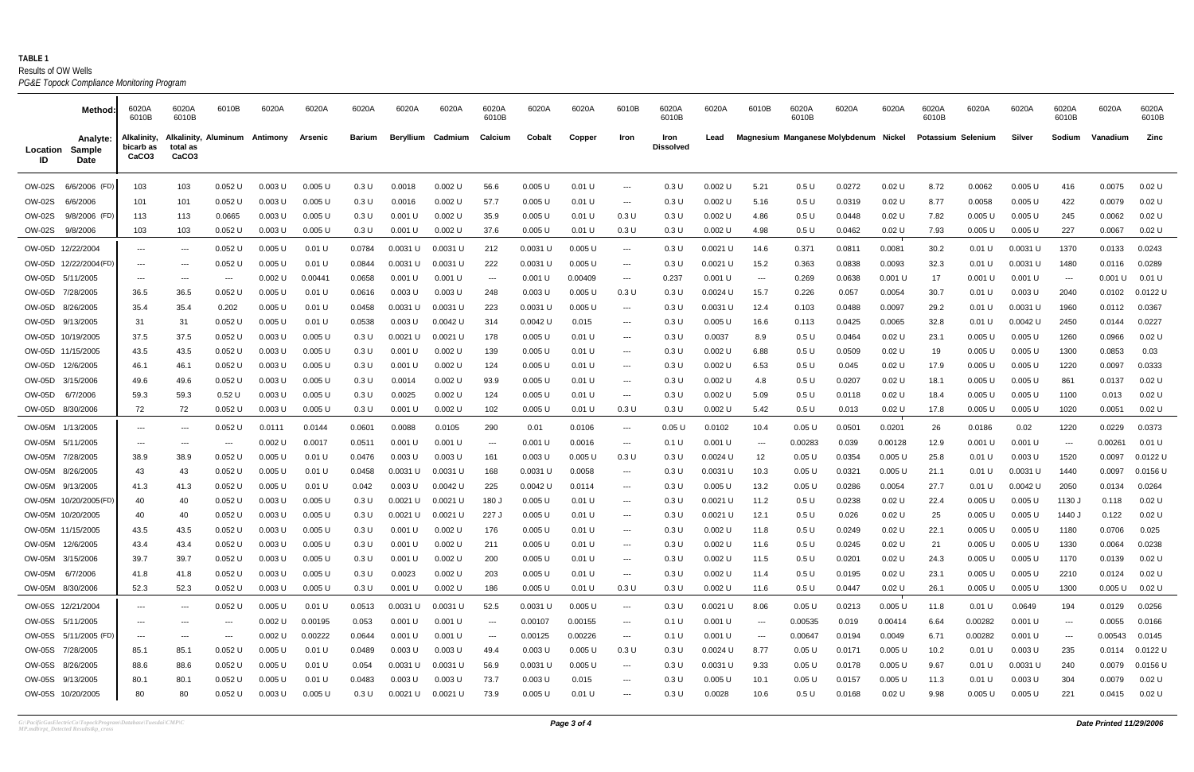**TABLE 1**
Results of OW Wells
*PG&E Topock Compliance Monitoring Program*

| Location ID | Sample Date | Alkalinity, bicarb as $CaCO_3$ | Alkalinity, total as $CaCO_3$ | Aluminum | Antimony | Arsenic | Barium | Beryllium | Cadmium | Calcium | Cobalt | Copper | Iron | Iron Dissolved | Lead | Magnesium | Manganese | Molybdenum | Nickel | Potassium | Selenium | Silver | Sodium | Vanadium | Zinc |
|---|---|---|---|---|---|---|---|---|---|---|---|---|---|---|---|---|---|---|---|---|---|---|---|---|---|
| Method: | | 6020A 6010B | 6020A 6010B | 6010B | 6020A | 6020A | 6020A | 6020A | 6020A | 6020A 6010B | 6020A | 6020A | 6010B | 6020A 6010B | 6020A | 6010B | 6020A 6010B | 6020A | 6020A | 6020A 6010B | 6020A | 6020A | 6020A 6010B | 6020A | 6020A 6010B |
| OW-02S | 6/6/2006 (FD) | 103 | 103 | 0.052 U | 0.003 U | 0.005 U | 0.3 U | 0.0018 | 0.002 U | 56.6 | 0.005 U | 0.01 U | --- | 0.3 U | 0.002 U | 5.21 | 0.5 U | 0.0272 | 0.02 U | 8.72 | 0.0062 | 0.005 U | 416 | 0.0075 | 0.02 U |
| OW-02S | 6/6/2006 | 101 | 101 | 0.052 U | 0.003 U | 0.005 U | 0.3 U | 0.0016 | 0.002 U | 57.7 | 0.005 U | 0.01 U | --- | 0.3 U | 0.002 U | 5.16 | 0.5 U | 0.0319 | 0.02 U | 8.77 | 0.0058 | 0.005 U | 422 | 0.0079 | 0.02 U |
| OW-02S | 9/8/2006 (FD) | 113 | 113 | 0.0665 | 0.003 U | 0.005 U | 0.3 U | 0.001 U | 0.002 U | 35.9 | 0.005 U | 0.01 U | 0.3 U | 0.3 U | 0.002 U | 4.86 | 0.5 U | 0.0448 | 0.02 U | 7.82 | 0.005 U | 0.005 U | 245 | 0.0062 | 0.02 U |
| OW-02S | 9/8/2006 | 103 | 103 | 0.052 U | 0.003 U | 0.005 U | 0.3 U | 0.001 U | 0.002 U | 37.6 | 0.005 U | 0.01 U | 0.3 U | 0.3 U | 0.002 U | 4.98 | 0.5 U | 0.0462 | 0.02 U | 7.93 | 0.005 U | 0.005 U | 227 | 0.0067 | 0.02 U |
| OW-05D | 12/22/2004 | --- | --- | 0.052 U | 0.005 U | 0.01 U | 0.0784 | 0.0031 U | 0.0031 U | 212 | 0.0031 U | 0.005 U | --- | 0.3 U | 0.0021 U | 14.6 | 0.371 | 0.0811 | 0.0081 | 30.2 | 0.01 U | 0.0031 U | 1370 | 0.0133 | 0.0243 |
| OW-05D | 12/22/2004(FD) | --- | --- | 0.052 U | 0.005 U | 0.01 U | 0.0844 | 0.0031 U | 0.0031 U | 222 | 0.0031 U | 0.005 U | --- | 0.3 U | 0.0021 U | 15.2 | 0.363 | 0.0838 | 0.0093 | 32.3 | 0.01 U | 0.0031 U | 1480 | 0.0116 | 0.0289 |
| OW-05D | 5/11/2005 | --- | --- | --- | 0.002 U | 0.00441 | 0.0658 | 0.001 U | 0.001 U | --- | 0.001 U | 0.00409 | --- | 0.237 | 0.001 U | --- | 0.269 | 0.0638 | 0.001 U | 17 | 0.001 U | 0.001 U | --- | 0.001 U | 0.01 U |
| OW-05D | 7/28/2005 | 36.5 | 36.5 | 0.052 U | 0.005 U | 0.01 U | 0.0616 | 0.003 U | 0.003 U | 248 | 0.003 U | 0.005 U | 0.3 U | 0.3 U | 0.0024 U | 15.7 | 0.226 | 0.057 | 0.0054 | 30.7 | 0.01 U | 0.003 U | 2040 | 0.0102 | 0.0122 U |
| OW-05D | 8/26/2005 | 35.4 | 35.4 | 0.202 | 0.005 U | 0.01 U | 0.0458 | 0.0031 U | 0.0031 U | 223 | 0.0031 U | 0.005 U | --- | 0.3 U | 0.0031 U | 12.4 | 0.103 | 0.0488 | 0.0097 | 29.2 | 0.01 U | 0.0031 U | 1960 | 0.0112 | 0.0367 |
| OW-05D | 9/13/2005 | 31 | 31 | 0.052 U | 0.005 U | 0.01 U | 0.0538 | 0.003 U | 0.0042 U | 314 | 0.0042 U | 0.015 | --- | 0.3 U | 0.005 U | 16.6 | 0.113 | 0.0425 | 0.0065 | 32.8 | 0.01 U | 0.0042 U | 2450 | 0.0144 | 0.0227 |
| OW-05D | 10/19/2005 | 37.5 | 37.5 | 0.052 U | 0.003 U | 0.005 U | 0.3 U | 0.0021 U | 0.0021 U | 178 | 0.005 U | 0.01 U | --- | 0.3 U | 0.0037 | 8.9 | 0.5 U | 0.0464 | 0.02 U | 23.1 | 0.005 U | 0.005 U | 1260 | 0.0966 | 0.02 U |
| OW-05D | 11/15/2005 | 43.5 | 43.5 | 0.052 U | 0.003 U | 0.005 U | 0.3 U | 0.001 U | 0.002 U | 139 | 0.005 U | 0.01 U | --- | 0.3 U | 0.002 U | 6.88 | 0.5 U | 0.0509 | 0.02 U | 19 | 0.005 U | 0.005 U | 1300 | 0.0853 | 0.03 |
| OW-05D | 12/6/2005 | 46.1 | 46.1 | 0.052 U | 0.003 U | 0.005 U | 0.3 U | 0.001 U | 0.002 U | 124 | 0.005 U | 0.01 U | --- | 0.3 U | 0.002 U | 6.53 | 0.5 U | 0.045 | 0.02 U | 17.9 | 0.005 U | 0.005 U | 1220 | 0.0097 | 0.0333 |
| OW-05D | 3/15/2006 | 49.6 | 49.6 | 0.052 U | 0.003 U | 0.005 U | 0.3 U | 0.0014 | 0.002 U | 93.9 | 0.005 U | 0.01 U | --- | 0.3 U | 0.002 U | 4.8 | 0.5 U | 0.0207 | 0.02 U | 18.1 | 0.005 U | 0.005 U | 861 | 0.0137 | 0.02 U |
| OW-05D | 6/7/2006 | 59.3 | 59.3 | 0.52 U | 0.003 U | 0.005 U | 0.3 U | 0.0025 | 0.002 U | 124 | 0.005 U | 0.01 U | --- | 0.3 U | 0.002 U | 5.09 | 0.5 U | 0.0118 | 0.02 U | 18.4 | 0.005 U | 0.005 U | 1100 | 0.013 | 0.02 U |
| OW-05D | 8/30/2006 | 72 | 72 | 0.052 U | 0.003 U | 0.005 U | 0.3 U | 0.001 U | 0.002 U | 102 | 0.005 U | 0.01 U | 0.3 U | 0.3 U | 0.002 U | 5.42 | 0.5 U | 0.013 | 0.02 U | 17.8 | 0.005 U | 0.005 U | 1020 | 0.0051 | 0.02 U |
| OW-05M | 1/13/2005 | --- | --- | 0.052 U | 0.0111 | 0.0144 | 0.0601 | 0.0088 | 0.0105 | 290 | 0.01 | 0.0106 | --- | 0.05 U | 0.0102 | 10.4 | 0.05 U | 0.0501 | 0.0201 | 26 | 0.0186 | 0.02 | 1220 | 0.0229 | 0.0373 |
| OW-05M | 5/11/2005 | --- | --- | --- | 0.002 U | 0.0017 | 0.0511 | 0.001 U | 0.001 U | --- | 0.001 U | 0.0016 | --- | 0.1 U | 0.001 U | --- | 0.00283 | 0.039 | 0.00128 | 12.9 | 0.001 U | 0.001 U | --- | 0.00261 | 0.01 U |
| OW-05M | 7/28/2005 | 38.9 | 38.9 | 0.052 U | 0.005 U | 0.01 U | 0.0476 | 0.003 U | 0.003 U | 161 | 0.003 U | 0.005 U | 0.3 U | 0.3 U | 0.0024 U | 12 | 0.05 U | 0.0354 | 0.005 U | 25.8 | 0.01 U | 0.003 U | 1520 | 0.0097 | 0.0122 U |
| OW-05M | 8/26/2005 | 43 | 43 | 0.052 U | 0.005 U | 0.01 U | 0.0458 | 0.0031 U | 0.0031 U | 168 | 0.0031 U | 0.0058 | --- | 0.3 U | 0.0031 U | 10.3 | 0.05 U | 0.0321 | 0.005 U | 21.1 | 0.01 U | 0.0031 U | 1440 | 0.0097 | 0.0156 U |
| OW-05M | 9/13/2005 | 41.3 | 41.3 | 0.052 U | 0.005 U | 0.01 U | 0.042 | 0.003 U | 0.0042 U | 225 | 0.0042 U | 0.0114 | --- | 0.3 U | 0.005 U | 13.2 | 0.05 U | 0.0286 | 0.0054 | 27.7 | 0.01 U | 0.0042 U | 2050 | 0.0134 | 0.0264 |
| OW-05M | 10/20/2005(FD) | 40 | 40 | 0.052 U | 0.003 U | 0.005 U | 0.3 U | 0.0021 U | 0.0021 U | 180 J | 0.005 U | 0.01 U | --- | 0.3 U | 0.0021 U | 11.2 | 0.5 U | 0.0238 | 0.02 U | 22.4 | 0.005 U | 0.005 U | 1130 J | 0.118 | 0.02 U |
| OW-05M | 10/20/2005 | 40 | 40 | 0.052 U | 0.003 U | 0.005 U | 0.3 U | 0.0021 U | 0.0021 U | 227 J | 0.005 U | 0.01 U | --- | 0.3 U | 0.0021 U | 12.1 | 0.5 U | 0.026 | 0.02 U | 25 | 0.005 U | 0.005 U | 1440 J | 0.122 | 0.02 U |
| OW-05M | 11/15/2005 | 43.5 | 43.5 | 0.052 U | 0.003 U | 0.005 U | 0.3 U | 0.001 U | 0.002 U | 176 | 0.005 U | 0.01 U | --- | 0.3 U | 0.002 U | 11.8 | 0.5 U | 0.0249 | 0.02 U | 22.1 | 0.005 U | 0.005 U | 1180 | 0.0706 | 0.025 |
| OW-05M | 12/6/2005 | 43.4 | 43.4 | 0.052 U | 0.003 U | 0.005 U | 0.3 U | 0.001 U | 0.002 U | 211 | 0.005 U | 0.01 U | --- | 0.3 U | 0.002 U | 11.6 | 0.5 U | 0.0245 | 0.02 U | 21 | 0.005 U | 0.005 U | 1330 | 0.0064 | 0.0238 |
| OW-05M | 3/15/2006 | 39.7 | 39.7 | 0.052 U | 0.003 U | 0.005 U | 0.3 U | 0.001 U | 0.002 U | 200 | 0.005 U | 0.01 U | --- | 0.3 U | 0.002 U | 11.5 | 0.5 U | 0.0201 | 0.02 U | 24.3 | 0.005 U | 0.005 U | 1170 | 0.0139 | 0.02 U |
| OW-05M | 6/7/2006 | 41.8 | 41.8 | 0.052 U | 0.003 U | 0.005 U | 0.3 U | 0.0023 | 0.002 U | 203 | 0.005 U | 0.01 U | --- | 0.3 U | 0.002 U | 11.4 | 0.5 U | 0.0195 | 0.02 U | 23.1 | 0.005 U | 0.005 U | 2210 | 0.0124 | 0.02 U |
| OW-05M | 8/30/2006 | 52.3 | 52.3 | 0.052 U | 0.003 U | 0.005 U | 0.3 U | 0.001 U | 0.002 U | 186 | 0.005 U | 0.01 U | 0.3 U | 0.3 U | 0.002 U | 11.6 | 0.5 U | 0.0447 | 0.02 U | 26.1 | 0.005 U | 0.005 U | 1300 | 0.005 U | 0.02 U |
| OW-05S | 12/21/2004 | --- | --- | 0.052 U | 0.005 U | 0.01 U | 0.0513 | 0.0031 U | 0.0031 U | 52.5 | 0.0031 U | 0.005 U | --- | 0.3 U | 0.0021 U | 8.06 | 0.05 U | 0.0213 | 0.005 U | 11.8 | 0.01 U | 0.0649 | 194 | 0.0129 | 0.0256 |
| OW-05S | 5/11/2005 | --- | --- | --- | 0.002 U | 0.00195 | 0.053 | 0.001 U | 0.001 U | --- | 0.00107 | 0.00155 | --- | 0.1 U | 0.001 U | --- | 0.00535 | 0.019 | 0.00414 | 6.64 | 0.00282 | 0.001 U | --- | 0.0055 | 0.0166 |
| OW-05S | 5/11/2005 (FD) | --- | --- | --- | 0.002 U | 0.00222 | 0.0644 | 0.001 U | 0.001 U | --- | 0.00125 | 0.00226 | --- | 0.1 U | 0.001 U | --- | 0.00647 | 0.0194 | 0.0049 | 6.71 | 0.00282 | 0.001 U | --- | 0.00543 | 0.0145 |
| OW-05S | 7/28/2005 | 85.1 | 85.1 | 0.052 U | 0.005 U | 0.01 U | 0.0489 | 0.003 U | 0.003 U | 49.4 | 0.003 U | 0.005 U | 0.3 U | 0.3 U | 0.0024 U | 8.77 | 0.05 U | 0.0171 | 0.005 U | 10.2 | 0.01 U | 0.003 U | 235 | 0.0114 | 0.0122 U |
| OW-05S | 8/26/2005 | 88.6 | 88.6 | 0.052 U | 0.005 U | 0.01 U | 0.054 | 0.0031 U | 0.0031 U | 56.9 | 0.0031 U | 0.005 U | --- | 0.3 U | 0.0031 U | 9.33 | 0.05 U | 0.0178 | 0.005 U | 9.67 | 0.01 U | 0.0031 U | 240 | 0.0079 | 0.0156 U |
| OW-05S | 9/13/2005 | 80.1 | 80.1 | 0.052 U | 0.005 U | 0.01 U | 0.0483 | 0.003 U | 0.003 U | 73.7 | 0.003 U | 0.015 | --- | 0.3 U | 0.005 U | 10.1 | 0.05 U | 0.0157 | 0.005 U | 11.3 | 0.01 U | 0.003 U | 304 | 0.0079 | 0.02 U |
| OW-05S | 10/20/2005 | 80 | 80 | 0.052 U | 0.003 U | 0.005 U | 0.3 U | 0.0021 U | 0.0021 U | 73.9 | 0.005 U | 0.01 U | --- | 0.3 U | 0.0028 | 10.6 | 0.5 U | 0.0168 | 0.02 U | 9.98 | 0.005 U | 0.005 U | 221 | 0.0415 | 0.02 U |

*Date Printed 11/29/2006*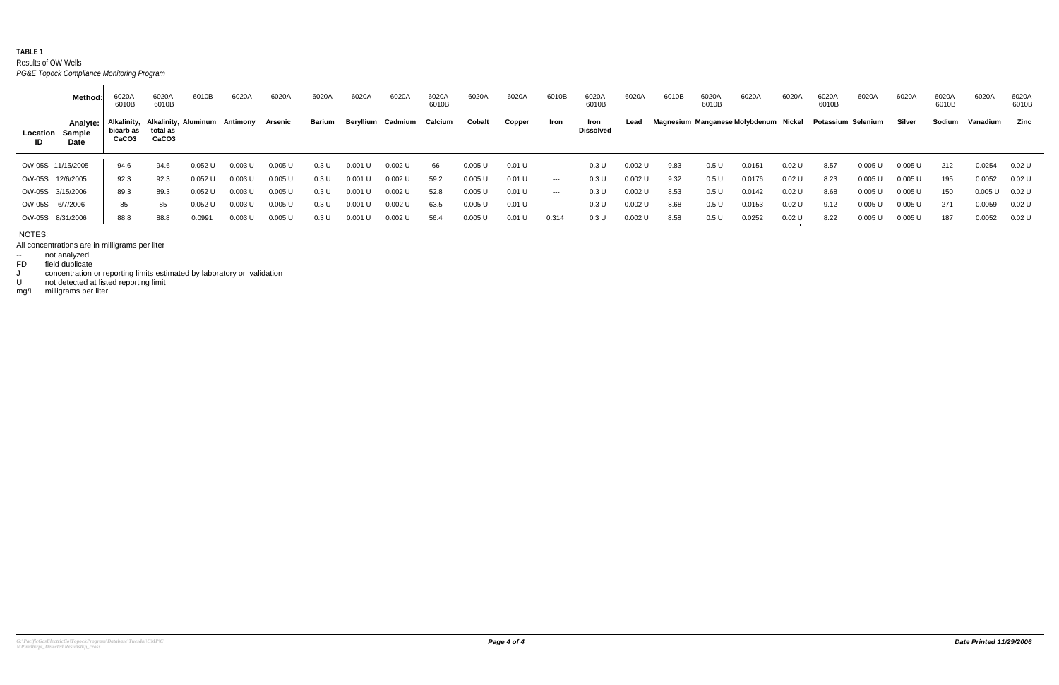**TABLE 1**
Results of OW Wells
*PG&E Topock Compliance Monitoring Program*

| Method: | | 6020A 6010B | 6020A 6010B | 6010B | 6020A | 6020A | 6020A | 6020A | 6020A | 6020A 6010B | 6020A | 6020A | 6010B | 6020A 6010B | 6020A | 6010B | 6020A 6010B | 6020A | 6020A | 6020A 6010B | 6020A | 6020A | 6020A 6010B | 6020A | 6020A 6010B |
|---|---|---|---|---|---|---|---|---|---|---|---|---|---|---|---|---|---|---|---|---|---|---|---|---|---|
| **Location ID** | **Analyte: Sample Date** | **Alkalinity, bicarb as CaCO3** | **Alkalinity, total as CaCO3** | **Aluminum** | **Antimony** | **Arsenic** | **Barium** | **Beryllium** | **Cadmium** | **Calcium** | **Cobalt** | **Copper** | **Iron** | **Iron Dissolved** | **Lead** | **Magnesium** | **Manganese** | **Molybdenum** | **Nickel** | **Potassium** | **Selenium** | **Silver** | **Sodium** | **Vanadium** | **Zinc** |
| OW-05S | 11/15/2005 | 94.6 | 94.6 | 0.052 U | 0.003 U | 0.005 U | 0.3 U | 0.001 U | 0.002 U | 66 | 0.005 U | 0.01 U | --- | 0.3 U | 0.002 U | 9.83 | 0.5 U | 0.0151 | 0.02 U | 8.57 | 0.005 U | 0.005 U | 212 | 0.0254 | 0.02 U |
| OW-05S | 12/6/2005 | 92.3 | 92.3 | 0.052 U | 0.003 U | 0.005 U | 0.3 U | 0.001 U | 0.002 U | 59.2 | 0.005 U | 0.01 U | --- | 0.3 U | 0.002 U | 9.32 | 0.5 U | 0.0176 | 0.02 U | 8.23 | 0.005 U | 0.005 U | 195 | 0.0052 | 0.02 U |
| OW-05S | 3/15/2006 | 89.3 | 89.3 | 0.052 U | 0.003 U | 0.005 U | 0.3 U | 0.001 U | 0.002 U | 52.8 | 0.005 U | 0.01 U | --- | 0.3 U | 0.002 U | 8.53 | 0.5 U | 0.0142 | 0.02 U | 8.68 | 0.005 U | 0.005 U | 150 | 0.005 U | 0.02 U |
| OW-05S | 6/7/2006 | 85 | 85 | 0.052 U | 0.003 U | 0.005 U | 0.3 U | 0.001 U | 0.002 U | 63.5 | 0.005 U | 0.01 U | --- | 0.3 U | 0.002 U | 8.68 | 0.5 U | 0.0153 | 0.02 U | 9.12 | 0.005 U | 0.005 U | 271 | 0.0059 | 0.02 U |
| OW-05S | 8/31/2006 | 88.8 | 88.8 | 0.0991 | 0.003 U | 0.005 U | 0.3 U | 0.001 U | 0.002 U | 56.4 | 0.005 U | 0.01 U | 0.314 | 0.3 U | 0.002 U | 8.58 | 0.5 U | 0.0252 | 0.02 U | 8.22 | 0.005 U | 0.005 U | 187 | 0.0052 | 0.02 U |

NOTES:

All concentrations are in milligrams per liter

-- not analyzed
FD field duplicate
J concentration or reporting limits estimated by laboratory or validation
U not detected at listed reporting limit
mg/L milligrams per liter

G:\PacificGasElectricCo\TopockProgram\Database\Tuesdai\CMP\CMP.mdb\rpt_Detected Results\kp_cross

Date Printed 11/29/2006